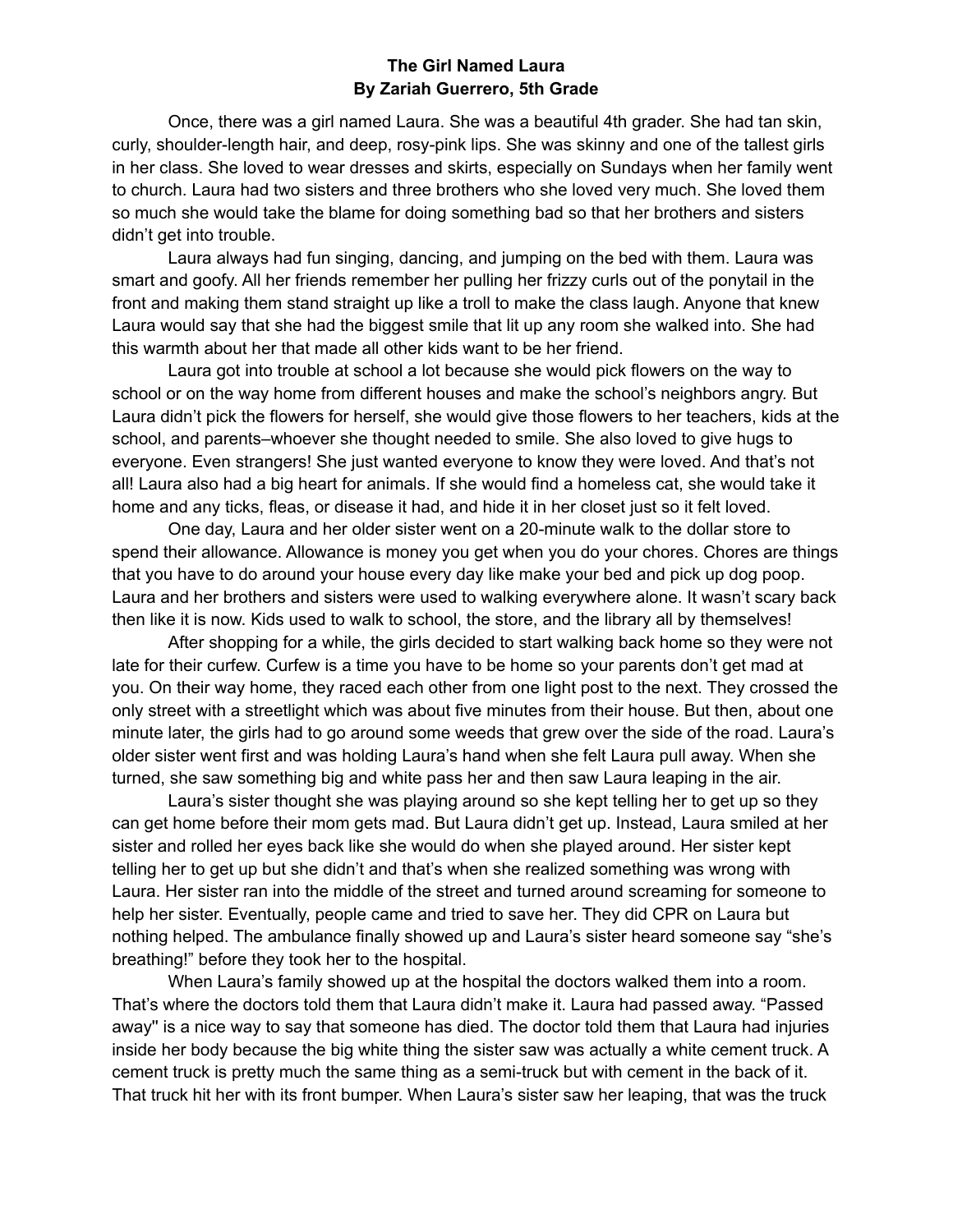**The Girl Named Laura**
**By Zariah Guerrero, 5th Grade**

Once, there was a girl named Laura. She was a beautiful 4th grader. She had tan skin, curly, shoulder-length hair, and deep, rosy-pink lips. She was skinny and one of the tallest girls in her class. She loved to wear dresses and skirts, especially on Sundays when her family went to church. Laura had two sisters and three brothers who she loved very much. She loved them so much she would take the blame for doing something bad so that her brothers and sisters didn't get into trouble.

Laura always had fun singing, dancing, and jumping on the bed with them. Laura was smart and goofy. All her friends remember her pulling her frizzy curls out of the ponytail in the front and making them stand straight up like a troll to make the class laugh. Anyone that knew Laura would say that she had the biggest smile that lit up any room she walked into. She had this warmth about her that made all other kids want to be her friend.

Laura got into trouble at school a lot because she would pick flowers on the way to school or on the way home from different houses and make the school's neighbors angry. But Laura didn't pick the flowers for herself, she would give those flowers to her teachers, kids at the school, and parents–whoever she thought needed to smile. She also loved to give hugs to everyone. Even strangers! She just wanted everyone to know they were loved. And that's not all! Laura also had a big heart for animals. If she would find a homeless cat, she would take it home and any ticks, fleas, or disease it had, and hide it in her closet just so it felt loved.

One day, Laura and her older sister went on a 20-minute walk to the dollar store to spend their allowance. Allowance is money you get when you do your chores. Chores are things that you have to do around your house every day like make your bed and pick up dog poop. Laura and her brothers and sisters were used to walking everywhere alone. It wasn't scary back then like it is now. Kids used to walk to school, the store, and the library all by themselves!

After shopping for a while, the girls decided to start walking back home so they were not late for their curfew. Curfew is a time you have to be home so your parents don't get mad at you. On their way home, they raced each other from one light post to the next. They crossed the only street with a streetlight which was about five minutes from their house. But then, about one minute later, the girls had to go around some weeds that grew over the side of the road. Laura's older sister went first and was holding Laura's hand when she felt Laura pull away. When she turned, she saw something big and white pass her and then saw Laura leaping in the air.

Laura's sister thought she was playing around so she kept telling her to get up so they can get home before their mom gets mad. But Laura didn't get up. Instead, Laura smiled at her sister and rolled her eyes back like she would do when she played around. Her sister kept telling her to get up but she didn't and that's when she realized something was wrong with Laura. Her sister ran into the middle of the street and turned around screaming for someone to help her sister. Eventually, people came and tried to save her. They did CPR on Laura but nothing helped. The ambulance finally showed up and Laura's sister heard someone say "she's breathing!" before they took her to the hospital.

When Laura's family showed up at the hospital the doctors walked them into a room. That's where the doctors told them that Laura didn't make it. Laura had passed away. "Passed away" is a nice way to say that someone has died. The doctor told them that Laura had injuries inside her body because the big white thing the sister saw was actually a white cement truck. A cement truck is pretty much the same thing as a semi-truck but with cement in the back of it. That truck hit her with its front bumper. When Laura's sister saw her leaping, that was the truck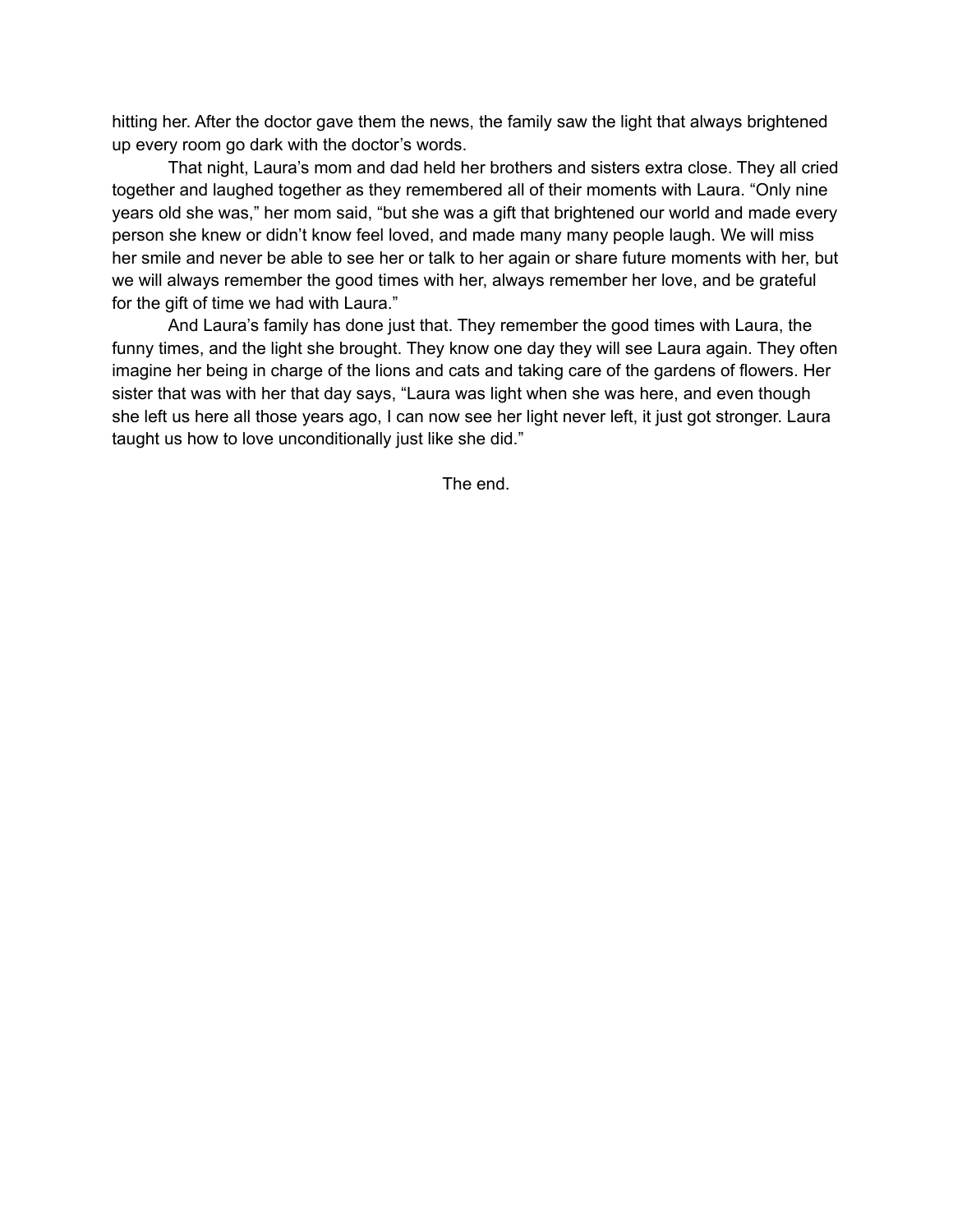hitting her. After the doctor gave them the news, the family saw the light that always brightened up every room go dark with the doctor's words.

That night, Laura's mom and dad held her brothers and sisters extra close. They all cried together and laughed together as they remembered all of their moments with Laura. "Only nine years old she was," her mom said, "but she was a gift that brightened our world and made every person she knew or didn't know feel loved, and made many many people laugh. We will miss her smile and never be able to see her or talk to her again or share future moments with her, but we will always remember the good times with her, always remember her love, and be grateful for the gift of time we had with Laura."

And Laura's family has done just that. They remember the good times with Laura, the funny times, and the light she brought. They know one day they will see Laura again. They often imagine her being in charge of the lions and cats and taking care of the gardens of flowers. Her sister that was with her that day says, "Laura was light when she was here, and even though she left us here all those years ago, I can now see her light never left, it just got stronger. Laura taught us how to love unconditionally just like she did."

The end.